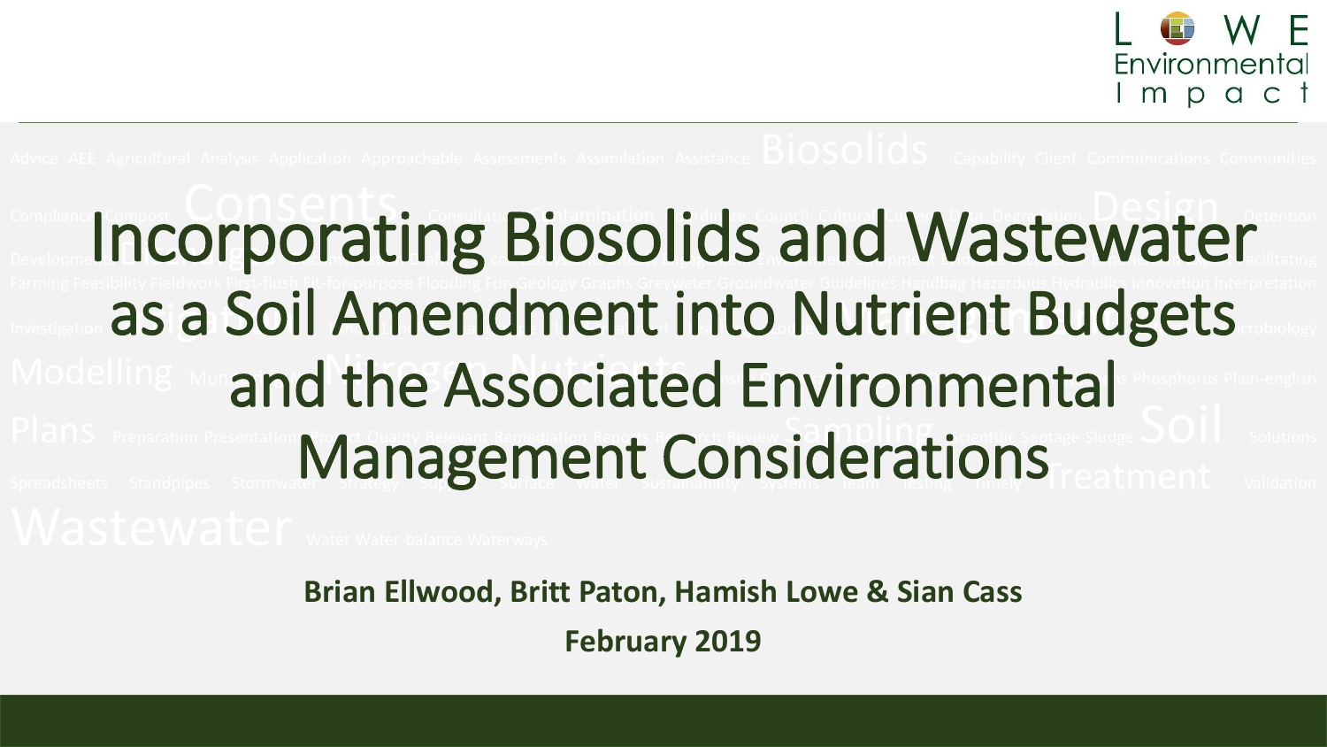# Incorporating Biosolids and Wastewater as a Soil Amendment into Nutrient Budgets and the Associated Environmental Management Considerations

**Brian Ellwood, Britt Paton, Hamish Lowe & Sian Cass**

**February 2019**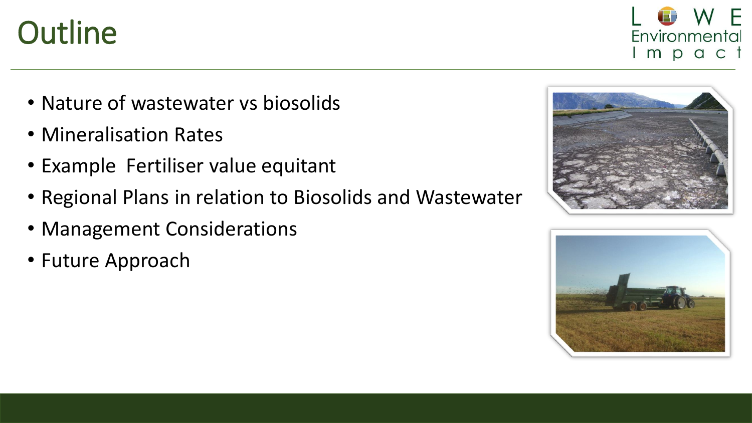# Outline

- Nature of wastewater vs biosolids
- Mineralisation Rates
- Example  Fertiliser value equitant
- Regional Plans in relation to Biosolids and Wastewater
- Management Considerations
- Future Approach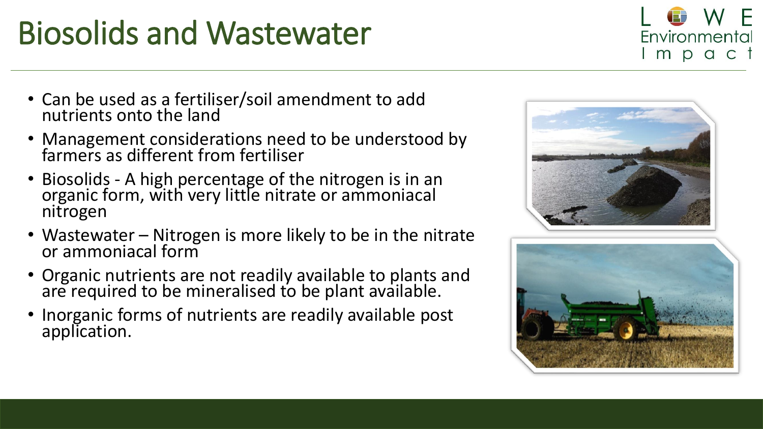# Biosolids and Wastewater

- Can be used as a fertiliser/soil amendment to add nutrients onto the land
- Management considerations need to be understood by farmers as different from fertiliser
- Biosolids - A high percentage of the nitrogen is in an organic form, with very little nitrate or ammoniacal nitrogen
- Wastewater – Nitrogen is more likely to be in the nitrate or ammoniacal form
- Organic nutrients are not readily available to plants and are required to be mineralised to be plant available.
- Inorganic forms of nutrients are readily available post application.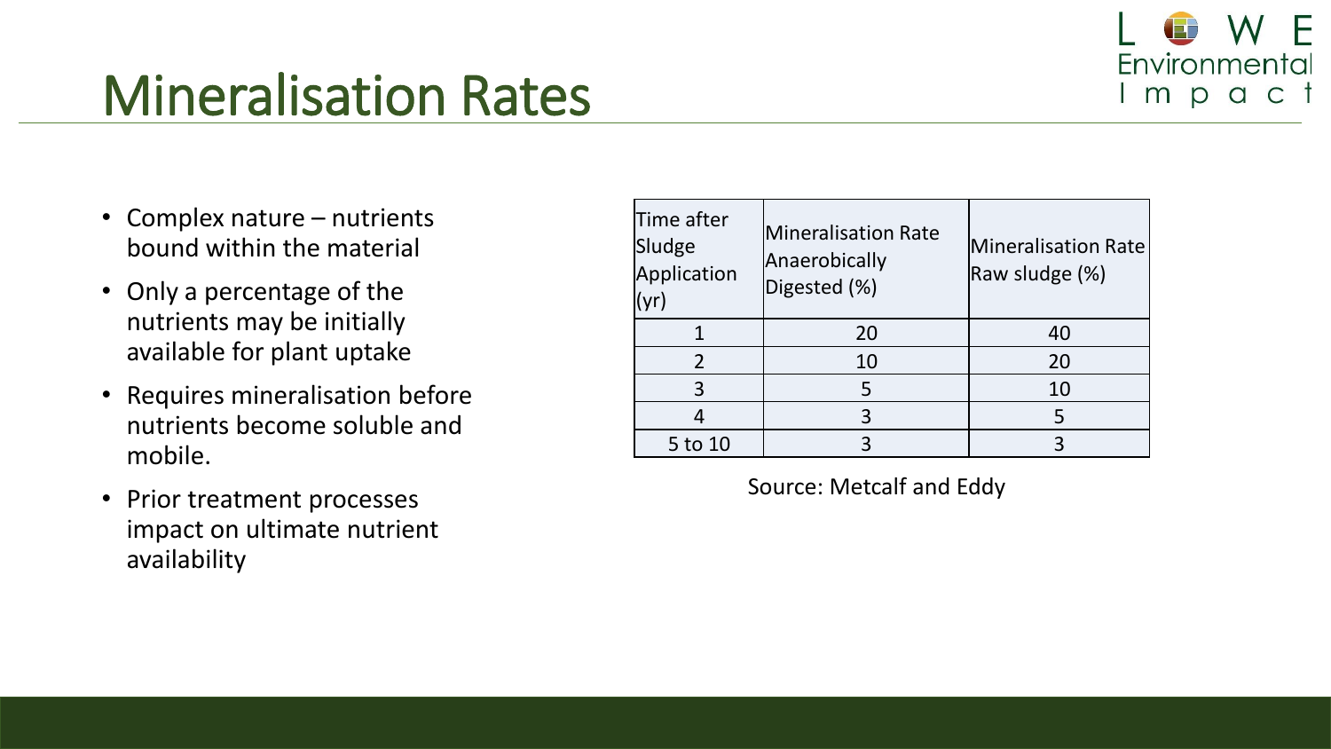# Mineralisation Rates

- Complex nature – nutrients bound within the material
- Only a percentage of the nutrients may be initially available for plant uptake
- Requires mineralisation before nutrients become soluble and mobile.
- Prior treatment processes impact on ultimate nutrient availability

| Time after Sludge Application (yr) | Mineralisation Rate Anaerobically Digested (%) | Mineralisation Rate Raw sludge (%) |
|---|---|---|
| 1 | 20 | 40 |
| 2 | 10 | 20 |
| 3 | 5 | 10 |
| 4 | 3 | 5 |
| 5 to 10 | 3 | 3 |

Source: Metcalf and Eddy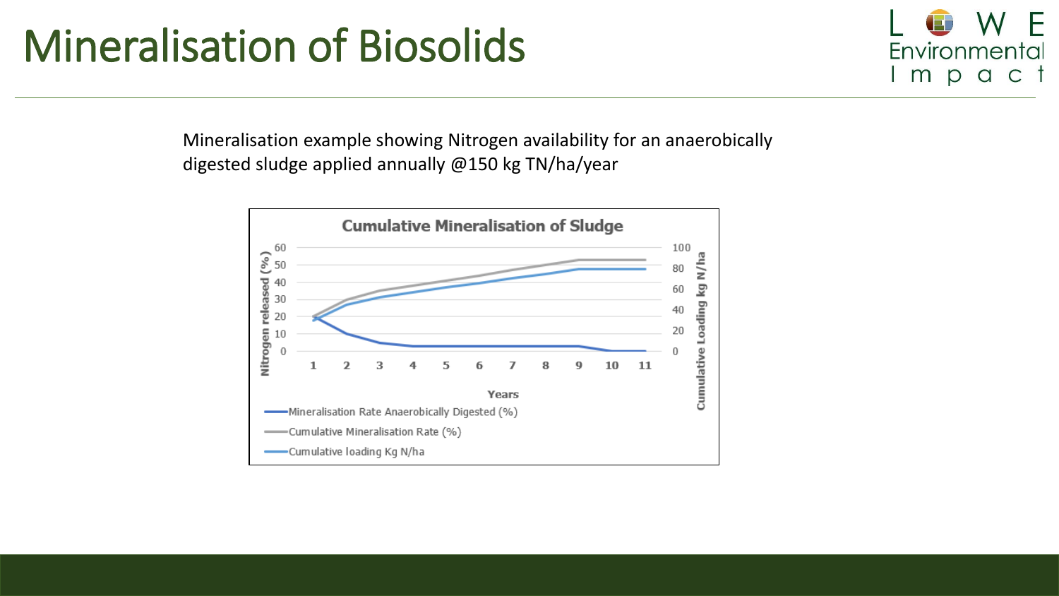# Mineralisation of Biosolids

Mineralisation example showing Nitrogen availability for an anaerobically digested sludge applied annually @150 kg TN/ha/year

**Cumulative Mineralisation of Sludge**

Nitrogen released (%) — Cumulative Loading kg N/ha — Years

- Mineralisation Rate Anaerobically Digested (%)
- Cumulative Mineralisation Rate (%)
- Cumulative loading Kg N/ha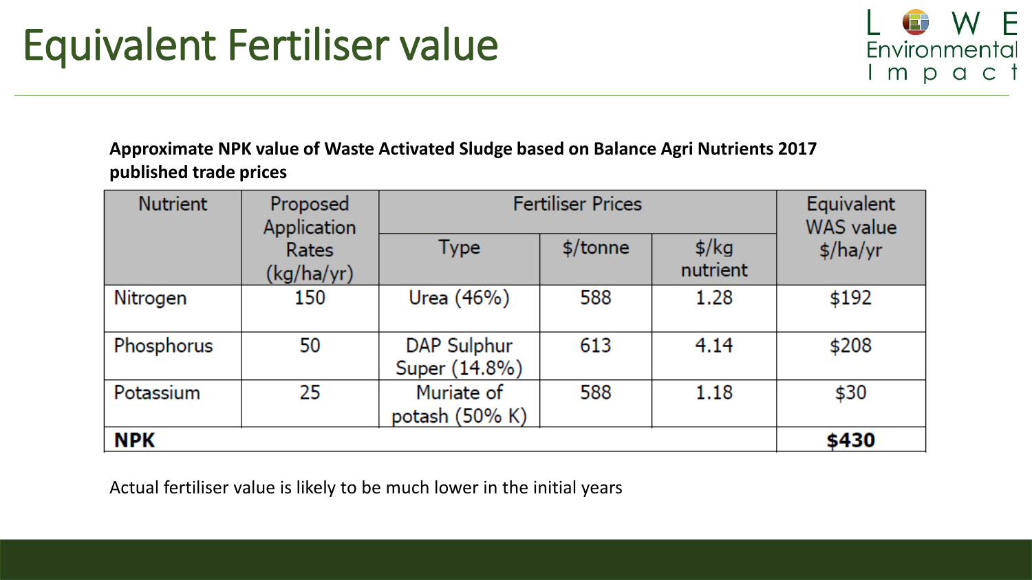# Equivalent Fertiliser value

**Approximate NPK value of Waste Activated Sludge based on Balance Agri Nutrients 2017 published trade prices**

| Nutrient | Proposed Application Rates (kg/ha/yr) | Fertiliser Prices | | | Equivalent WAS value $/ha/yr |
|---|---|---|---|---|---|
| | | Type | $/tonne | $/kg nutrient | |
| Nitrogen | 150 | Urea (46%) | 588 | 1.28 | $192 |
| Phosphorus | 50 | DAP Sulphur Super (14.8%) | 613 | 4.14 | $208 |
| Potassium | 25 | Muriate of potash (50% K) | 588 | 1.18 | $30 |
| **NPK** | | | | | **$430** |

Actual fertiliser value is likely to be much lower in the initial years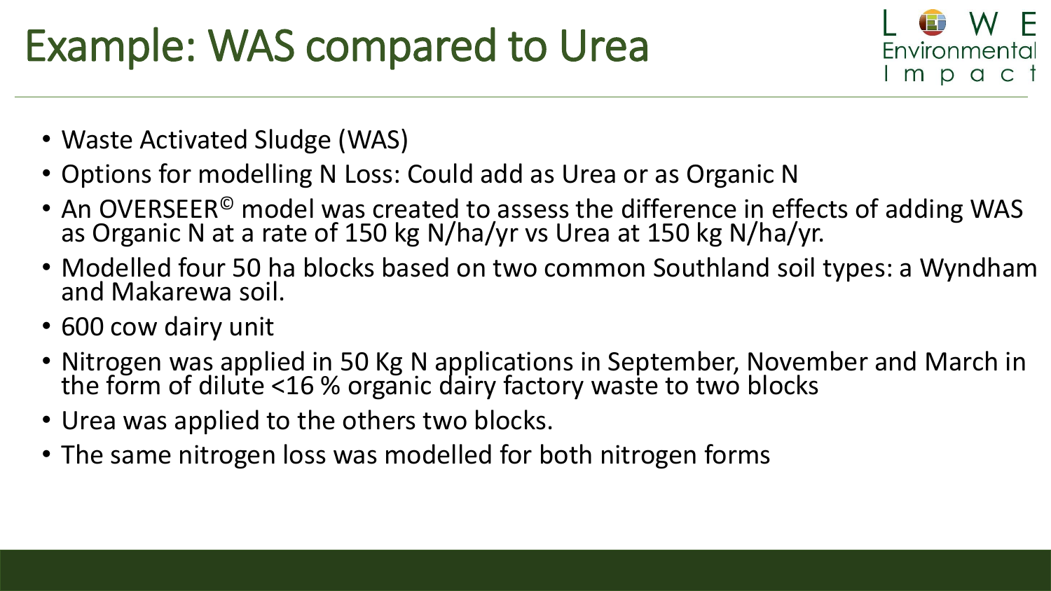# Example: WAS compared to Urea

- Waste Activated Sludge (WAS)
- Options for modelling N Loss: Could add as Urea or as Organic N
- An OVERSEER© model was created to assess the difference in effects of adding WAS as Organic N at a rate of 150 kg N/ha/yr vs Urea at 150 kg N/ha/yr.
- Modelled four 50 ha blocks based on two common Southland soil types: a Wyndham and Makarewa soil.
- 600 cow dairy unit
- Nitrogen was applied in 50 Kg N applications in September, November and March in the form of dilute <16 % organic dairy factory waste to two blocks
- Urea was applied to the others two blocks.
- The same nitrogen loss was modelled for both nitrogen forms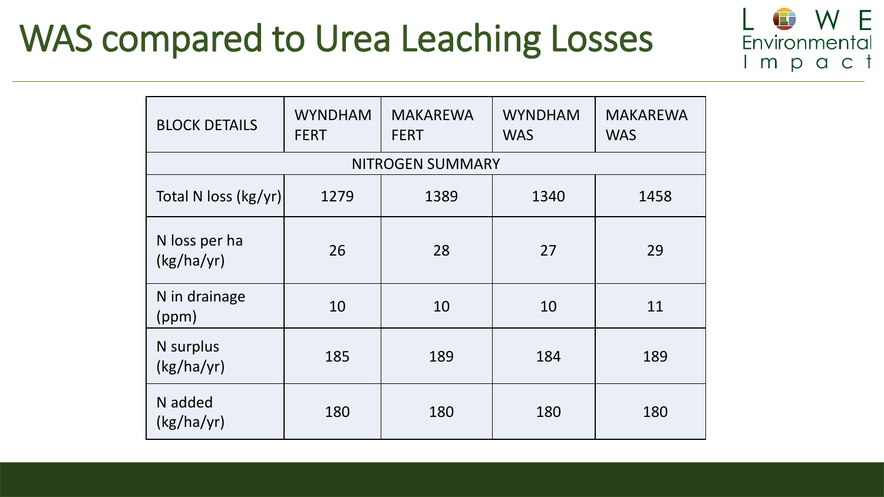# WAS compared to Urea Leaching Losses

| BLOCK DETAILS | WYNDHAM FERT | MAKAREWA FERT | WYNDHAM WAS | MAKAREWA WAS |
|---|---|---|---|---|
| NITROGEN SUMMARY | | | | |
| Total N loss (kg/yr) | 1279 | 1389 | 1340 | 1458 |
| N loss per ha (kg/ha/yr) | 26 | 28 | 27 | 29 |
| N in drainage (ppm) | 10 | 10 | 10 | 11 |
| N surplus (kg/ha/yr) | 185 | 189 | 184 | 189 |
| N added (kg/ha/yr) | 180 | 180 | 180 | 180 |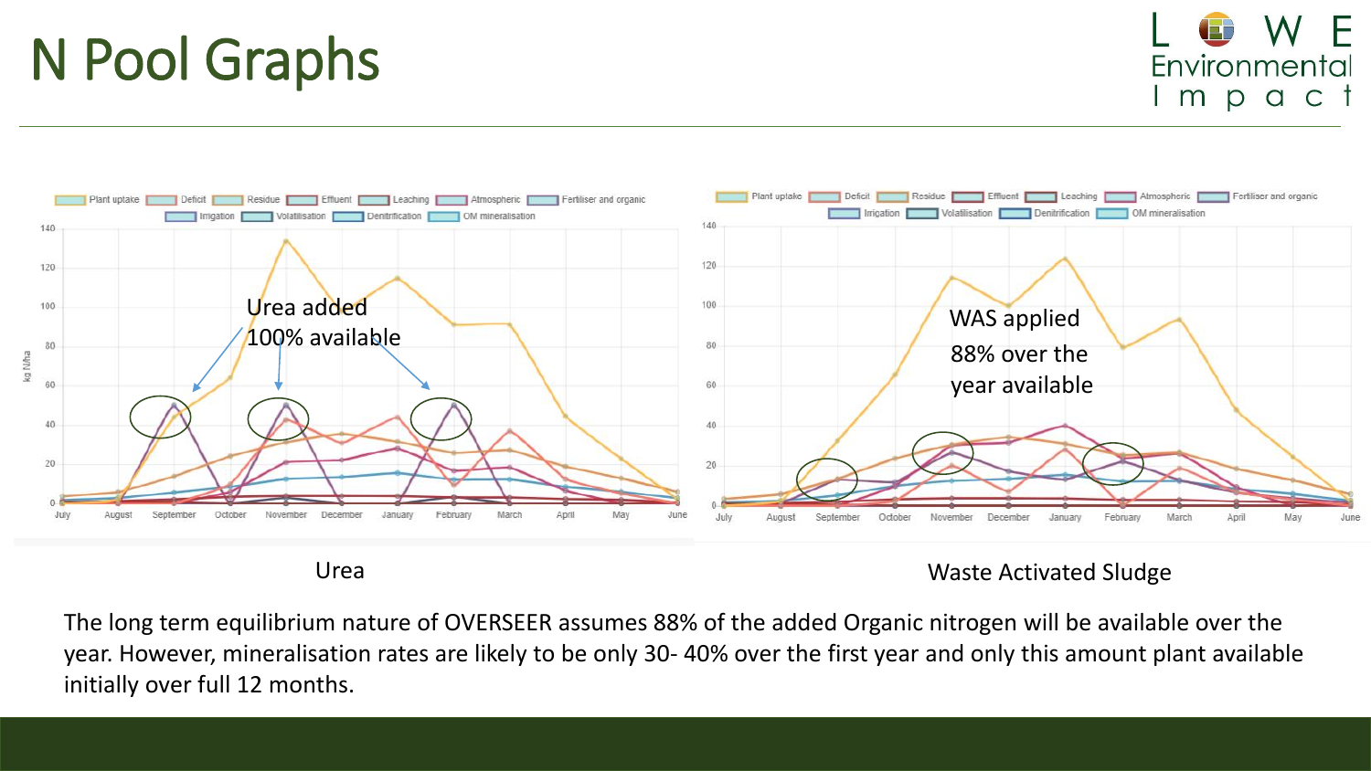# N Pool Graphs

Urea added 100% available

Urea

WAS applied 88% over the year available

Waste Activated Sludge

The long term equilibrium nature of OVERSEER assumes 88% of the added Organic nitrogen will be available over the year. However, mineralisation rates are likely to be only 30- 40% over the first year and only this amount plant available initially over full 12 months.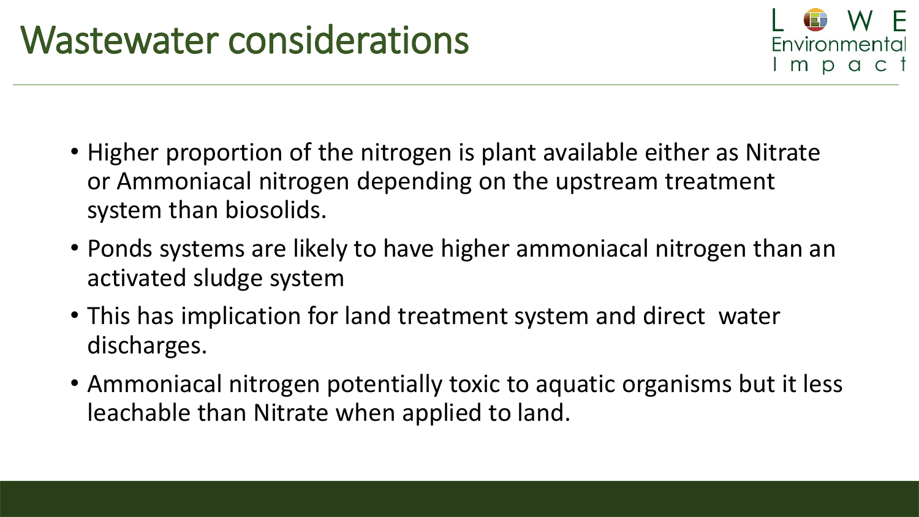# Wastewater considerations

- Higher proportion of the nitrogen is plant available either as Nitrate or Ammoniacal nitrogen depending on the upstream treatment system than biosolids.
- Ponds systems are likely to have higher ammoniacal nitrogen than an activated sludge system
- This has implication for land treatment system and direct water discharges.
- Ammoniacal nitrogen potentially toxic to aquatic organisms but it less leachable than Nitrate when applied to land.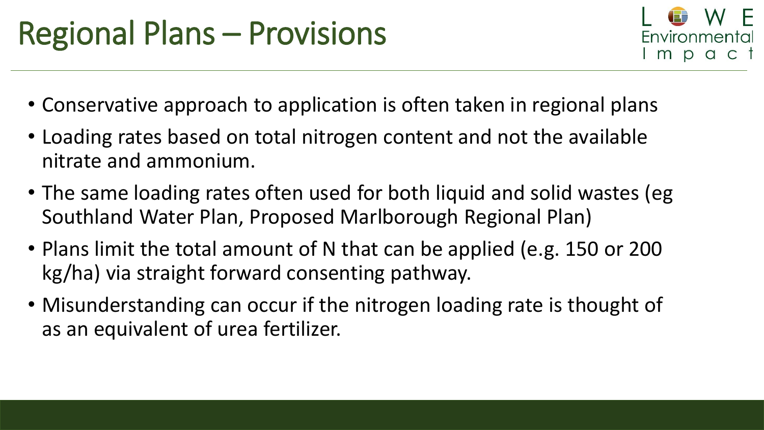# Regional Plans – Provisions

- Conservative approach to application is often taken in regional plans
- Loading rates based on total nitrogen content and not the available nitrate and ammonium.
- The same loading rates often used for both liquid and solid wastes (eg Southland Water Plan, Proposed Marlborough Regional Plan)
- Plans limit the total amount of N that can be applied (e.g. 150 or 200 kg/ha) via straight forward consenting pathway.
- Misunderstanding can occur if the nitrogen loading rate is thought of as an equivalent of urea fertilizer.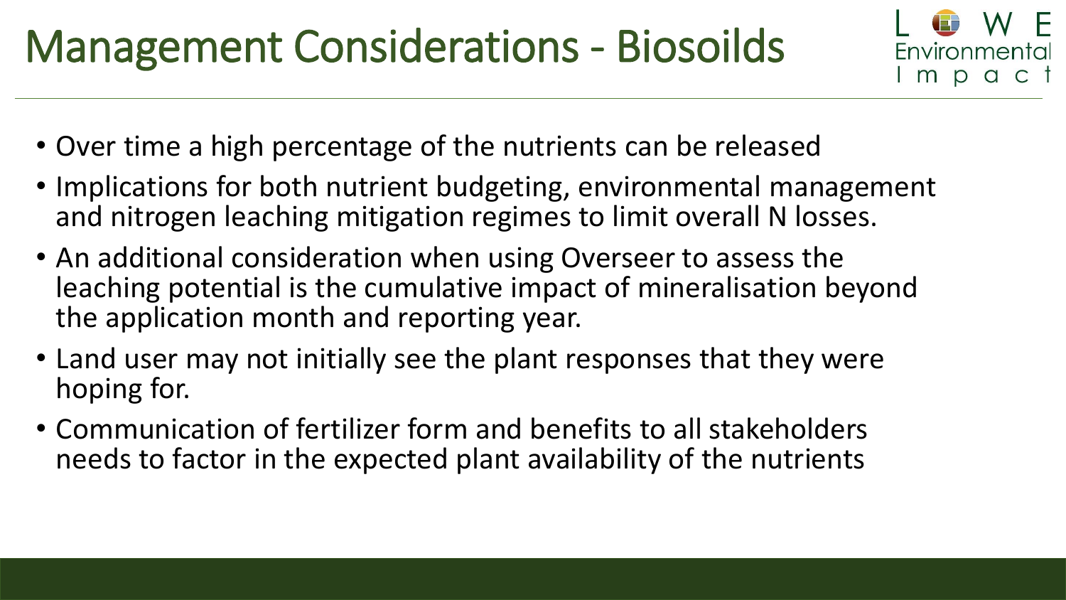# Management Considerations - Biosoilds

- Over time a high percentage of the nutrients can be released
- Implications for both nutrient budgeting, environmental management and nitrogen leaching mitigation regimes to limit overall N losses.
- An additional consideration when using Overseer to assess the leaching potential is the cumulative impact of mineralisation beyond the application month and reporting year.
- Land user may not initially see the plant responses that they were hoping for.
- Communication of fertilizer form and benefits to all stakeholders needs to factor in the expected plant availability of the nutrients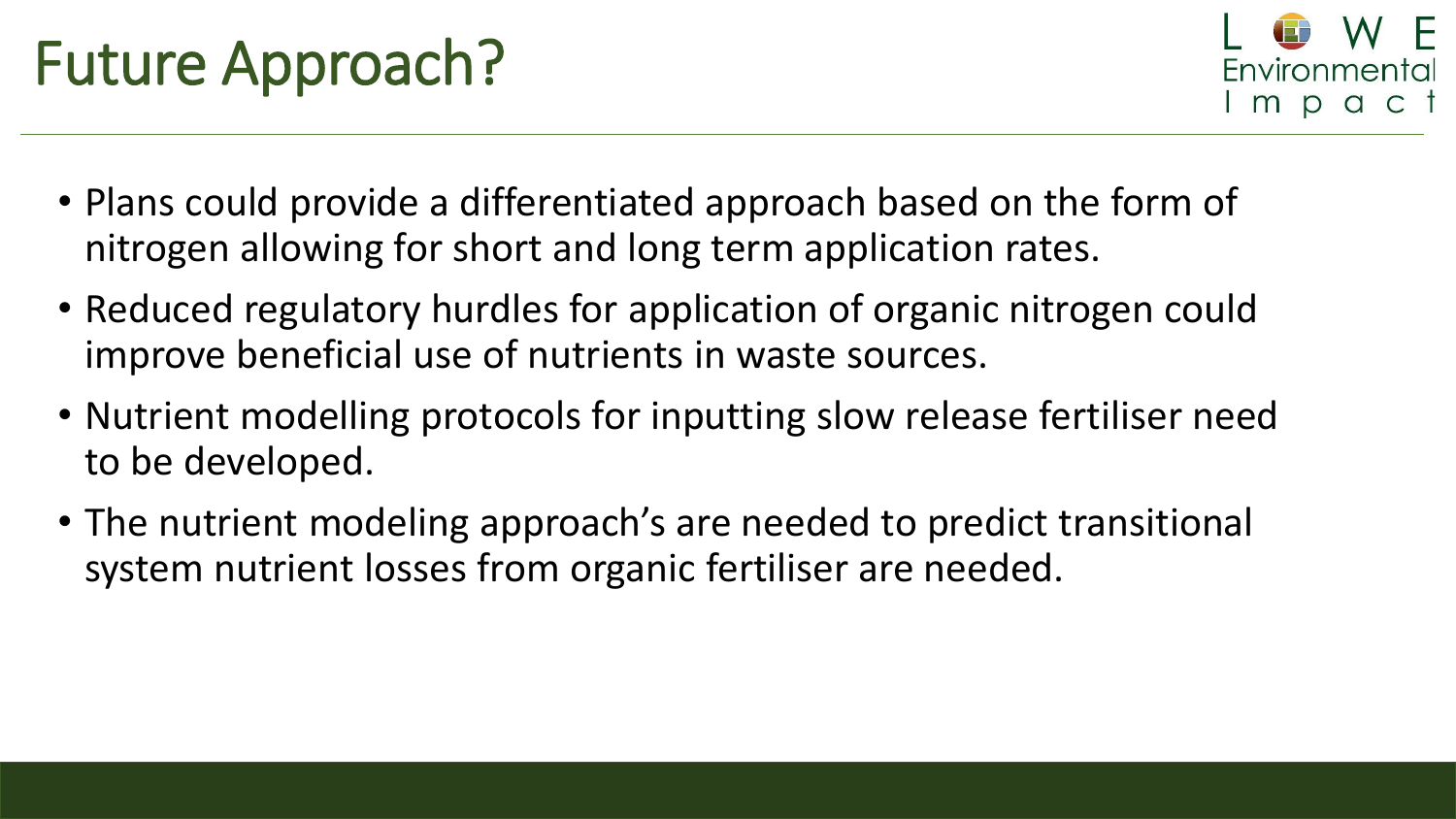# Future Approach?

- Plans could provide a differentiated approach based on the form of nitrogen allowing for short and long term application rates.
- Reduced regulatory hurdles for application of organic nitrogen could improve beneficial use of nutrients in waste sources.
- Nutrient modelling protocols for inputting slow release fertiliser need to be developed.
- The nutrient modeling approach's are needed to predict transitional system nutrient losses from organic fertiliser are needed.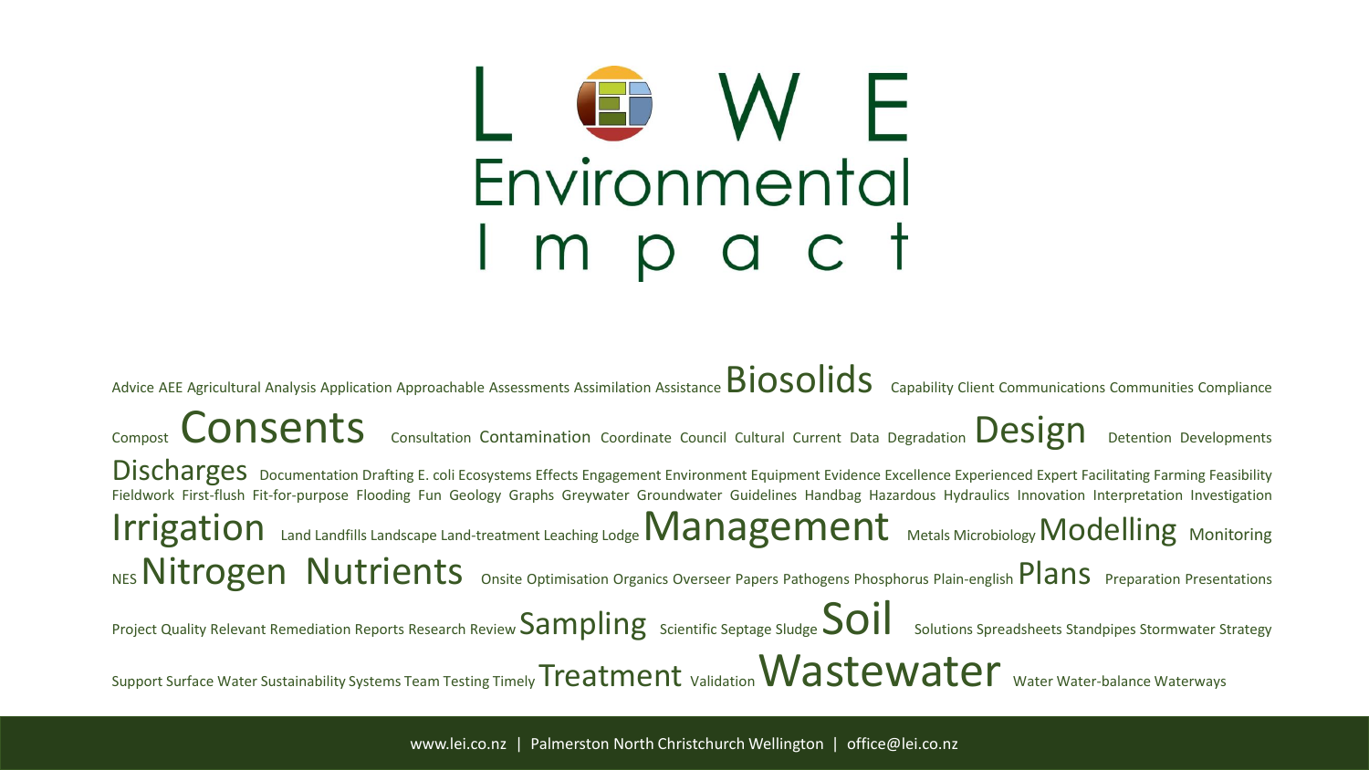# LOWE Environmental Impact

Advice AEE Agricultural Analysis Application Approachable Assessments Assimilation Assistance Biosolids Capability Client Communications Communities Compliance Compost Consents Consultation Contamination Coordinate Council Cultural Current Data Degradation Design Detention Developments Discharges Documentation Drafting E. coli Ecosystems Effects Engagement Environment Equipment Evidence Excellence Experienced Expert Facilitating Farming Feasibility Fieldwork First-flush Fit-for-purpose Flooding Fun Geology Graphs Greywater Groundwater Guidelines Handbag Hazardous Hydraulics Innovation Interpretation Investigation Irrigation Land Landfills Landscape Land-treatment Leaching Lodge Management Metals Microbiology Modelling Monitoring NES Nitrogen Nutrients Onsite Optimisation Organics Overseer Papers Pathogens Phosphorus Plain-english Plans Preparation Presentations Project Quality Relevant Remediation Reports Research Review Sampling Scientific Septage Sludge Soil Solutions Spreadsheets Standpipes Stormwater Strategy Support Surface Water Sustainability Systems Team Testing Timely Treatment Validation Wastewater Water Water-balance Waterways

www.lei.co.nz | Palmerston North Christchurch Wellington | office@lei.co.nz